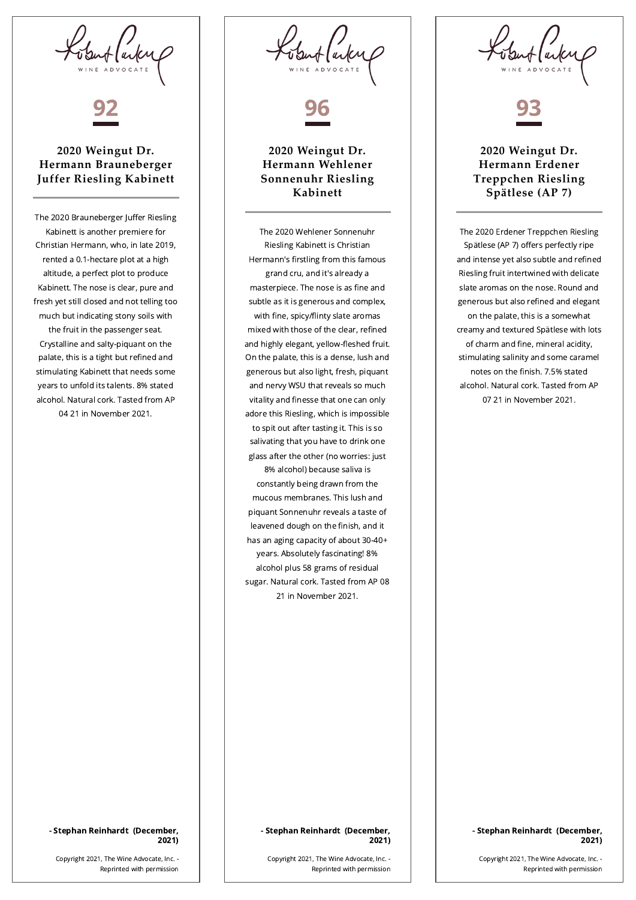WINE ADVOCATE

# 92

## 2020 Weingut Dr. Hermann Brauneberger Juffer Riesling Kabinett

The 2020 Brauneberger Juffer Riesling Kabinett is another premiere for Christian Hermann, who, in late 2019, rented a 0.1-hectare plot at a high altitude, a perfect plot to produce Kabinett. The nose is clear, pure and fresh yet still closed and not telling too much but indicating stony soils with the fruit in the passenger seat. Crystalline and salty-piquant on the palate, this is a tight but refined and stimulating Kabinett that needs some years to unfold its talents. 8% stated alcohol. Natural cork. Tasted from AP 04 21 in November 2021.

**- Stephan Reinhardt (December, 2021)**

Copyright 2021, The Wine Advocate, Inc. - Reprinted with permission

WINE ADVOCATE

# 96

## 2020 Weingut Dr. Hermann Wehlener Sonnenuhr Riesling Kabinett

The 2020 Wehlener Sonnenuhr Riesling Kabinett is Christian Hermann's firstling from this famous grand cru, and it's already a masterpiece. The nose is as fine and subtle as it is generous and complex, with fine, spicy/flinty slate aromas mixed with those of the clear, refined and highly elegant, yellow-fleshed fruit. On the palate, this is a dense, lush and generous but also light, fresh, piquant and nervy WSU that reveals so much vitality and finesse that one can only adore this Riesling, which is impossible to spit out after tasting it. This is so salivating that you have to drink one glass after the other (no worries: just 8% alcohol) because saliva is constantly being drawn from the mucous membranes. This lush and piquant Sonnenuhr reveals a taste of leavened dough on the finish, and it has an aging capacity of about 30-40+ years. Absolutely fascinating! 8% alcohol plus 58 grams of residual sugar. Natural cork. Tasted from AP 08 21 in November 2021.

**- Stephan Reinhardt (December, 2021)**

Copyright 2021, The Wine Advocate, Inc. - Reprinted with permission

WINE ADVOCATE

# 93

## 2020 Weingut Dr. Hermann Erdener Treppchen Riesling Spätlese (AP 7)

The 2020 Erdener Treppchen Riesling Spätlese (AP 7) offers perfectly ripe and intense yet also subtle and refined Riesling fruit intertwined with delicate slate aromas on the nose. Round and generous but also refined and elegant on the palate, this is a somewhat creamy and textured Spätlese with lots of charm and fine, mineral acidity, stimulating salinity and some caramel notes on the finish. 7.5% stated alcohol. Natural cork. Tasted from AP 07 21 in November 2021.

**- Stephan Reinhardt (December, 2021)**

Copyright 2021, The Wine Advocate, Inc. - Reprinted with permission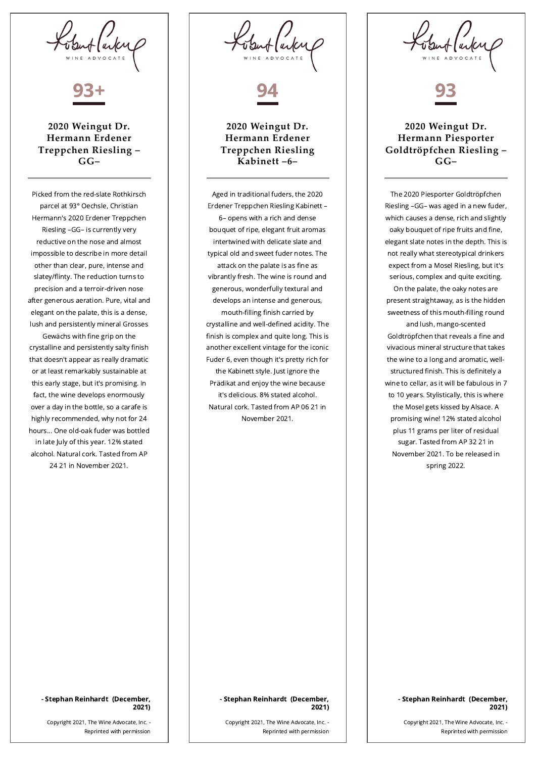Robert Parker WINE ADVOCATE

# 93+

### 2020 Weingut Dr. Hermann Erdener Treppchen Riesling –GG–

Picked from the red-slate Rothkirsch parcel at 93° Oechsle, Christian Hermann's 2020 Erdener Treppchen Riesling –GG– is currently very reductive on the nose and almost impossible to describe in more detail other than clear, pure, intense and slatey/flinty. The reduction turns to precision and a terroir-driven nose after generous aeration. Pure, vital and elegant on the palate, this is a dense, lush and persistently mineral Grosses Gewächs with fine grip on the crystalline and persistently salty finish that doesn't appear as really dramatic or at least remarkably sustainable at this early stage, but it's promising. In fact, the wine develops enormously over a day in the bottle, so a carafe is highly recommended, why not for 24 hours... One old-oak fuder was bottled in late July of this year. 12% stated alcohol. Natural cork. Tasted from AP 24 21 in November 2021.

**- Stephan Reinhardt (December, 2021)**

Copyright 2021, The Wine Advocate, Inc. - Reprinted with permission

---

Robert Parker WINE ADVOCATE

# 94

### 2020 Weingut Dr. Hermann Erdener Treppchen Riesling Kabinett –6–

Aged in traditional fuders, the 2020 Erdener Treppchen Riesling Kabinett –6– opens with a rich and dense bouquet of ripe, elegant fruit aromas intertwined with delicate slate and typical old and sweet fuder notes. The attack on the palate is as fine as vibrantly fresh. The wine is round and generous, wonderfully textural and develops an intense and generous, mouth-filling finish carried by crystalline and well-defined acidity. The finish is complex and quite long. This is another excellent vintage for the iconic Fuder 6, even though it's pretty rich for the Kabinett style. Just ignore the Prädikat and enjoy the wine because it's delicious. 8% stated alcohol. Natural cork. Tasted from AP 06 21 in November 2021.

**- Stephan Reinhardt (December, 2021)**

Copyright 2021, The Wine Advocate, Inc. - Reprinted with permission

---

Robert Parker WINE ADVOCATE

# 93

### 2020 Weingut Dr. Hermann Piesporter Goldtröpfchen Riesling –GG–

The 2020 Piesporter Goldtröpfchen Riesling –GG– was aged in a new fuder, which causes a dense, rich and slightly oaky bouquet of ripe fruits and fine, elegant slate notes in the depth. This is not really what stereotypical drinkers expect from a Mosel Riesling, but it's serious, complex and quite exciting. On the palate, the oaky notes are present straightaway, as is the hidden sweetness of this mouth-filling round and lush, mango-scented Goldtröpfchen that reveals a fine and vivacious mineral structure that takes the wine to a long and aromatic, well-structured finish. This is definitely a wine to cellar, as it will be fabulous in 7 to 10 years. Stylistically, this is where the Mosel gets kissed by Alsace. A promising wine! 12% stated alcohol plus 11 grams per liter of residual sugar. Tasted from AP 32 21 in November 2021. To be released in spring 2022.

**- Stephan Reinhardt (December, 2021)**

Copyright 2021, The Wine Advocate, Inc. - Reprinted with permission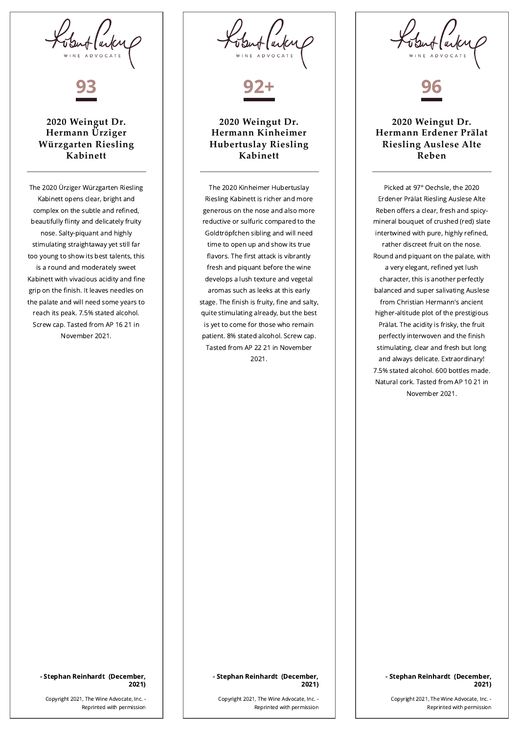WINE ADVOCATE

# 93

## 2020 Weingut Dr. Hermann Ürziger Würzgarten Riesling Kabinett

The 2020 Ürziger Würzgarten Riesling Kabinett opens clear, bright and complex on the subtle and refined, beautifully flinty and delicately fruity nose. Salty-piquant and highly stimulating straightaway yet still far too young to show its best talents, this is a round and moderately sweet Kabinett with vivacious acidity and fine grip on the finish. It leaves needles on the palate and will need some years to reach its peak. 7.5% stated alcohol. Screw cap. Tasted from AP 16 21 in November 2021.

**- Stephan Reinhardt (December, 2021)**

Copyright 2021, The Wine Advocate, Inc. - Reprinted with permission

WINE ADVOCATE

# 92+

## 2020 Weingut Dr. Hermann Kinheimer Hubertuslay Riesling Kabinett

The 2020 Kinheimer Hubertuslay Riesling Kabinett is richer and more generous on the nose and also more reductive or sulfuric compared to the Goldtröpfchen sibling and will need time to open up and show its true flavors. The first attack is vibrantly fresh and piquant before the wine develops a lush texture and vegetal aromas such as leeks at this early stage. The finish is fruity, fine and salty, quite stimulating already, but the best is yet to come for those who remain patient. 8% stated alcohol. Screw cap. Tasted from AP 22 21 in November 2021.

**- Stephan Reinhardt (December, 2021)**

Copyright 2021, The Wine Advocate, Inc. - Reprinted with permission

WINE ADVOCATE

# 96

## 2020 Weingut Dr. Hermann Erdener Prälat Riesling Auslese Alte Reben

Picked at 97° Oechsle, the 2020 Erdener Prälat Riesling Auslese Alte Reben offers a clear, fresh and spicy-mineral bouquet of crushed (red) slate intertwined with pure, highly refined, rather discreet fruit on the nose. Round and piquant on the palate, with a very elegant, refined yet lush character, this is another perfectly balanced and super salivating Auslese from Christian Hermann's ancient higher-altitude plot of the prestigious Prälat. The acidity is frisky, the fruit perfectly interwoven and the finish stimulating, clear and fresh but long and always delicate. Extraordinary! 7.5% stated alcohol. 600 bottles made. Natural cork. Tasted from AP 10 21 in November 2021.

**- Stephan Reinhardt (December, 2021)**

Copyright 2021, The Wine Advocate, Inc. - Reprinted with permission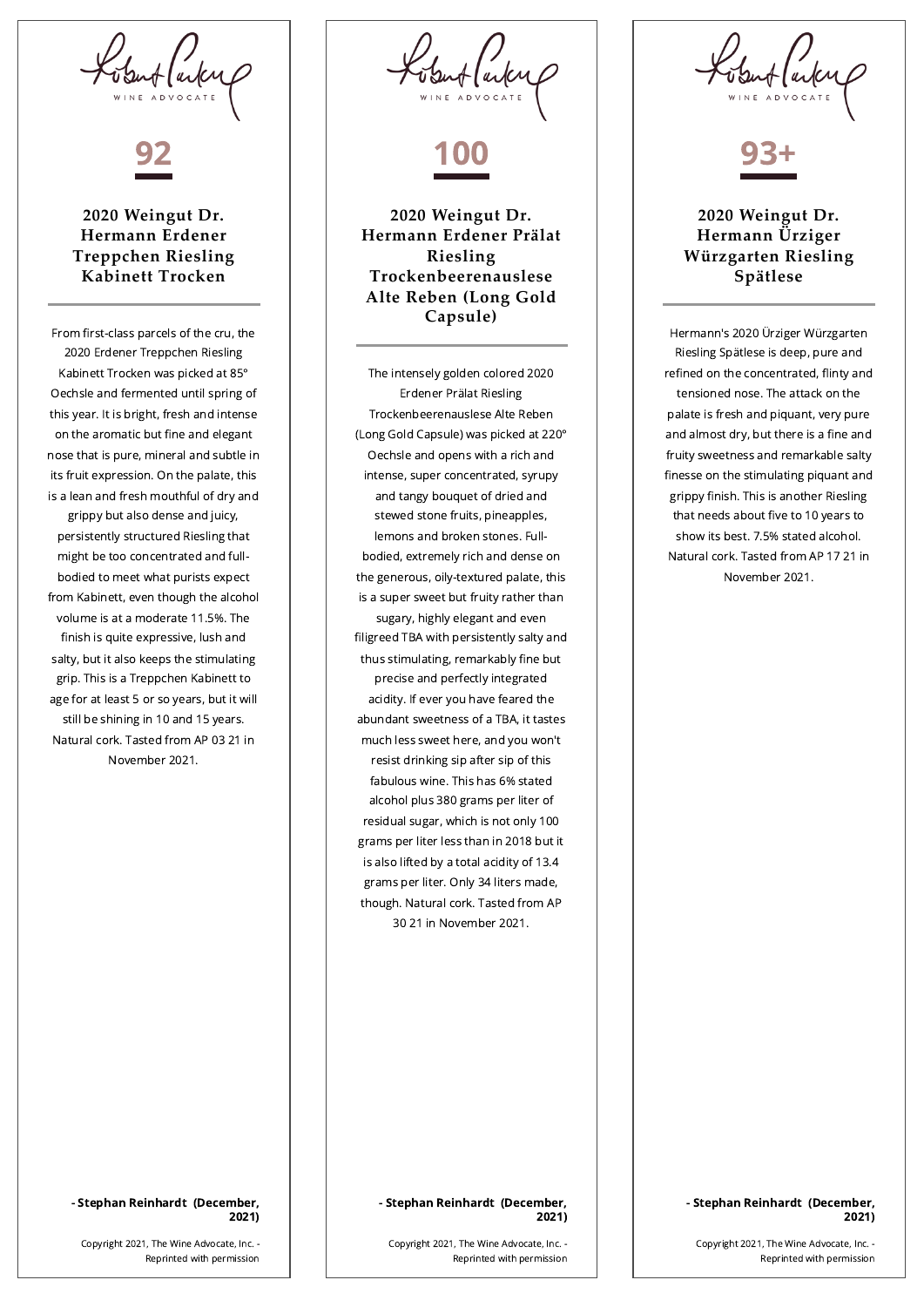Robert Parker WINE ADVOCATE

# 92

## 2020 Weingut Dr. Hermann Erdener Treppchen Riesling Kabinett Trocken

From first-class parcels of the cru, the 2020 Erdener Treppchen Riesling Kabinett Trocken was picked at 85° Oechsle and fermented until spring of this year. It is bright, fresh and intense on the aromatic but fine and elegant nose that is pure, mineral and subtle in its fruit expression. On the palate, this is a lean and fresh mouthful of dry and grippy but also dense and juicy, persistently structured Riesling that might be too concentrated and full-bodied to meet what purists expect from Kabinett, even though the alcohol volume is at a moderate 11.5%. The finish is quite expressive, lush and salty, but it also keeps the stimulating grip. This is a Treppchen Kabinett to age for at least 5 or so years, but it will still be shining in 10 and 15 years. Natural cork. Tasted from AP 03 21 in November 2021.

**- Stephan Reinhardt (December, 2021)**

Copyright 2021, The Wine Advocate, Inc. - Reprinted with permission

Robert Parker WINE ADVOCATE

# 100

## 2020 Weingut Dr. Hermann Erdener Prälat Riesling Trockenbeerenauslese Alte Reben (Long Gold Capsule)

The intensely golden colored 2020 Erdener Prälat Riesling Trockenbeerenauslese Alte Reben (Long Gold Capsule) was picked at 220° Oechsle and opens with a rich and intense, super concentrated, syrupy and tangy bouquet of dried and stewed stone fruits, pineapples, lemons and broken stones. Full-bodied, extremely rich and dense on the generous, oily-textured palate, this is a super sweet but fruity rather than sugary, highly elegant and even filigreed TBA with persistently salty and thus stimulating, remarkably fine but precise and perfectly integrated acidity. If ever you have feared the abundant sweetness of a TBA, it tastes much less sweet here, and you won't resist drinking sip after sip of this fabulous wine. This has 6% stated alcohol plus 380 grams per liter of residual sugar, which is not only 100 grams per liter less than in 2018 but it is also lifted by a total acidity of 13.4 grams per liter. Only 34 liters made, though. Natural cork. Tasted from AP 30 21 in November 2021.

**- Stephan Reinhardt (December, 2021)**

Copyright 2021, The Wine Advocate, Inc. - Reprinted with permission

Robert Parker WINE ADVOCATE

# 93+

## 2020 Weingut Dr. Hermann Ürziger Würzgarten Riesling Spätlese

Hermann's 2020 Ürziger Würzgarten Riesling Spätlese is deep, pure and refined on the concentrated, flinty and tensioned nose. The attack on the palate is fresh and piquant, very pure and almost dry, but there is a fine and fruity sweetness and remarkable salty finesse on the stimulating piquant and grippy finish. This is another Riesling that needs about five to 10 years to show its best. 7.5% stated alcohol. Natural cork. Tasted from AP 17 21 in November 2021.

**- Stephan Reinhardt (December, 2021)**

Copyright 2021, The Wine Advocate, Inc. - Reprinted with permission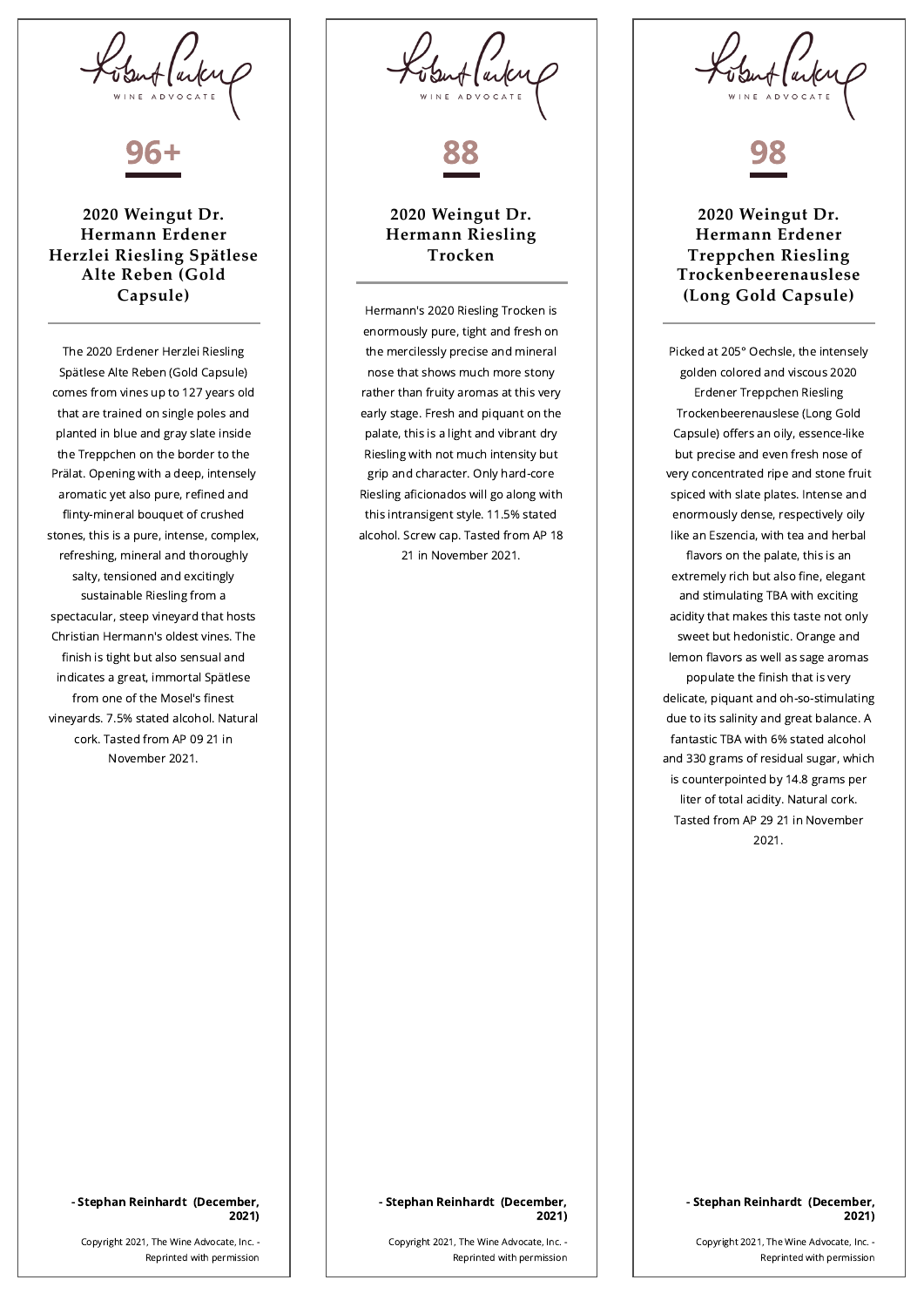Robert Parker WINE ADVOCATE

**96+**

### 2020 Weingut Dr. Hermann Erdener Herzlei Riesling Spätlese Alte Reben (Gold Capsule)

The 2020 Erdener Herzlei Riesling Spätlese Alte Reben (Gold Capsule) comes from vines up to 127 years old that are trained on single poles and planted in blue and gray slate inside the Treppchen on the border to the Prälat. Opening with a deep, intensely aromatic yet also pure, refined and flinty-mineral bouquet of crushed stones, this is a pure, intense, complex, refreshing, mineral and thoroughly salty, tensioned and excitingly sustainable Riesling from a spectacular, steep vineyard that hosts Christian Hermann's oldest vines. The finish is tight but also sensual and indicates a great, immortal Spätlese from one of the Mosel's finest vineyards. 7.5% stated alcohol. Natural cork. Tasted from AP 09 21 in November 2021.

**- Stephan Reinhardt (December, 2021)**

Copyright 2021, The Wine Advocate, Inc. - Reprinted with permission

---

Robert Parker WINE ADVOCATE

**88**

### 2020 Weingut Dr. Hermann Riesling Trocken

Hermann's 2020 Riesling Trocken is enormously pure, tight and fresh on the mercilessly precise and mineral nose that shows much more stony rather than fruity aromas at this very early stage. Fresh and piquant on the palate, this is a light and vibrant dry Riesling with not much intensity but grip and character. Only hard-core Riesling aficionados will go along with this intransigent style. 11.5% stated alcohol. Screw cap. Tasted from AP 18 21 in November 2021.

**- Stephan Reinhardt (December, 2021)**

Copyright 2021, The Wine Advocate, Inc. - Reprinted with permission

---

Robert Parker WINE ADVOCATE

**98**

### 2020 Weingut Dr. Hermann Erdener Treppchen Riesling Trockenbeerenauslese (Long Gold Capsule)

Picked at 205° Oechsle, the intensely golden colored and viscous 2020 Erdener Treppchen Riesling Trockenbeerenauslese (Long Gold Capsule) offers an oily, essence-like but precise and even fresh nose of very concentrated ripe and stone fruit spiced with slate plates. Intense and enormously dense, respectively oily like an Eszencia, with tea and herbal flavors on the palate, this is an extremely rich but also fine, elegant and stimulating TBA with exciting acidity that makes this taste not only sweet but hedonistic. Orange and lemon flavors as well as sage aromas populate the finish that is very delicate, piquant and oh-so-stimulating due to its salinity and great balance. A fantastic TBA with 6% stated alcohol and 330 grams of residual sugar, which is counterpointed by 14.8 grams per liter of total acidity. Natural cork. Tasted from AP 29 21 in November 2021.

**- Stephan Reinhardt (December, 2021)**

Copyright 2021, The Wine Advocate, Inc. - Reprinted with permission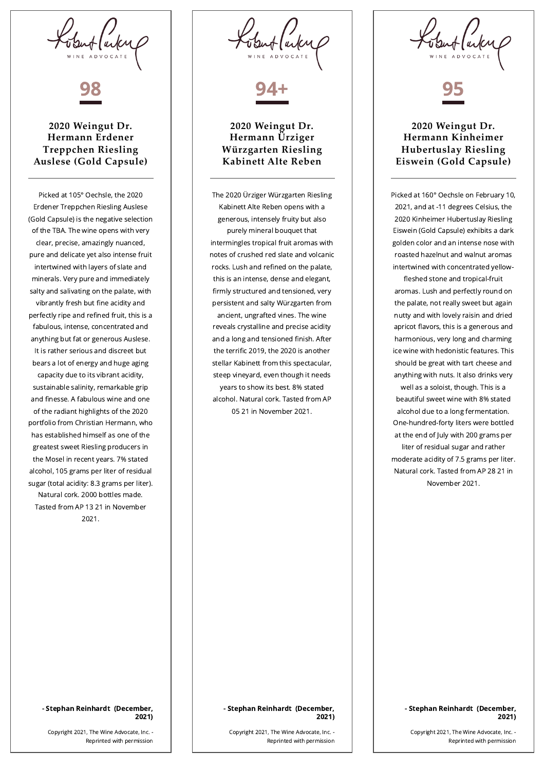WINE ADVOCATE

# 98

## 2020 Weingut Dr. Hermann Erdener Treppchen Riesling Auslese (Gold Capsule)

Picked at 105° Oechsle, the 2020 Erdener Treppchen Riesling Auslese (Gold Capsule) is the negative selection of the TBA. The wine opens with very clear, precise, amazingly nuanced, pure and delicate yet also intense fruit intertwined with layers of slate and minerals. Very pure and immediately salty and salivating on the palate, with vibrantly fresh but fine acidity and perfectly ripe and refined fruit, this is a fabulous, intense, concentrated and anything but fat or generous Auslese. It is rather serious and discreet but bears a lot of energy and huge aging capacity due to its vibrant acidity, sustainable salinity, remarkable grip and finesse. A fabulous wine and one of the radiant highlights of the 2020 portfolio from Christian Hermann, who has established himself as one of the greatest sweet Riesling producers in the Mosel in recent years. 7% stated alcohol, 105 grams per liter of residual sugar (total acidity: 8.3 grams per liter). Natural cork. 2000 bottles made. Tasted from AP 13 21 in November 2021.

**- Stephan Reinhardt (December, 2021)**

Copyright 2021, The Wine Advocate, Inc. - Reprinted with permission

WINE ADVOCATE

# 94+

## 2020 Weingut Dr. Hermann Ürziger Würzgarten Riesling Kabinett Alte Reben

The 2020 Ürziger Würzgarten Riesling Kabinett Alte Reben opens with a generous, intensely fruity but also purely mineral bouquet that intermingles tropical fruit aromas with notes of crushed red slate and volcanic rocks. Lush and refined on the palate, this is an intense, dense and elegant, firmly structured and tensioned, very persistent and salty Würzgarten from ancient, ungrafted vines. The wine reveals crystalline and precise acidity and a long and tensioned finish. After the terrific 2019, the 2020 is another stellar Kabinett from this spectacular, steep vineyard, even though it needs years to show its best. 8% stated alcohol. Natural cork. Tasted from AP 05 21 in November 2021.

**- Stephan Reinhardt (December, 2021)**

Copyright 2021, The Wine Advocate, Inc. - Reprinted with permission

WINE ADVOCATE

# 95

## 2020 Weingut Dr. Hermann Kinheimer Hubertuslay Riesling Eiswein (Gold Capsule)

Picked at 160° Oechsle on February 10, 2021, and at -11 degrees Celsius, the 2020 Kinheimer Hubertuslay Riesling Eiswein (Gold Capsule) exhibits a dark golden color and an intense nose with roasted hazelnut and walnut aromas intertwined with concentrated yellow-fleshed stone and tropical-fruit aromas. Lush and perfectly round on the palate, not really sweet but again nutty and with lovely raisin and dried apricot flavors, this is a generous and harmonious, very long and charming ice wine with hedonistic features. This should be great with tart cheese and anything with nuts. It also drinks very well as a soloist, though. This is a beautiful sweet wine with 8% stated alcohol due to a long fermentation. One-hundred-forty liters were bottled at the end of July with 200 grams per liter of residual sugar and rather moderate acidity of 7.5 grams per liter. Natural cork. Tasted from AP 28 21 in November 2021.

**- Stephan Reinhardt (December, 2021)**

Copyright 2021, The Wine Advocate, Inc. - Reprinted with permission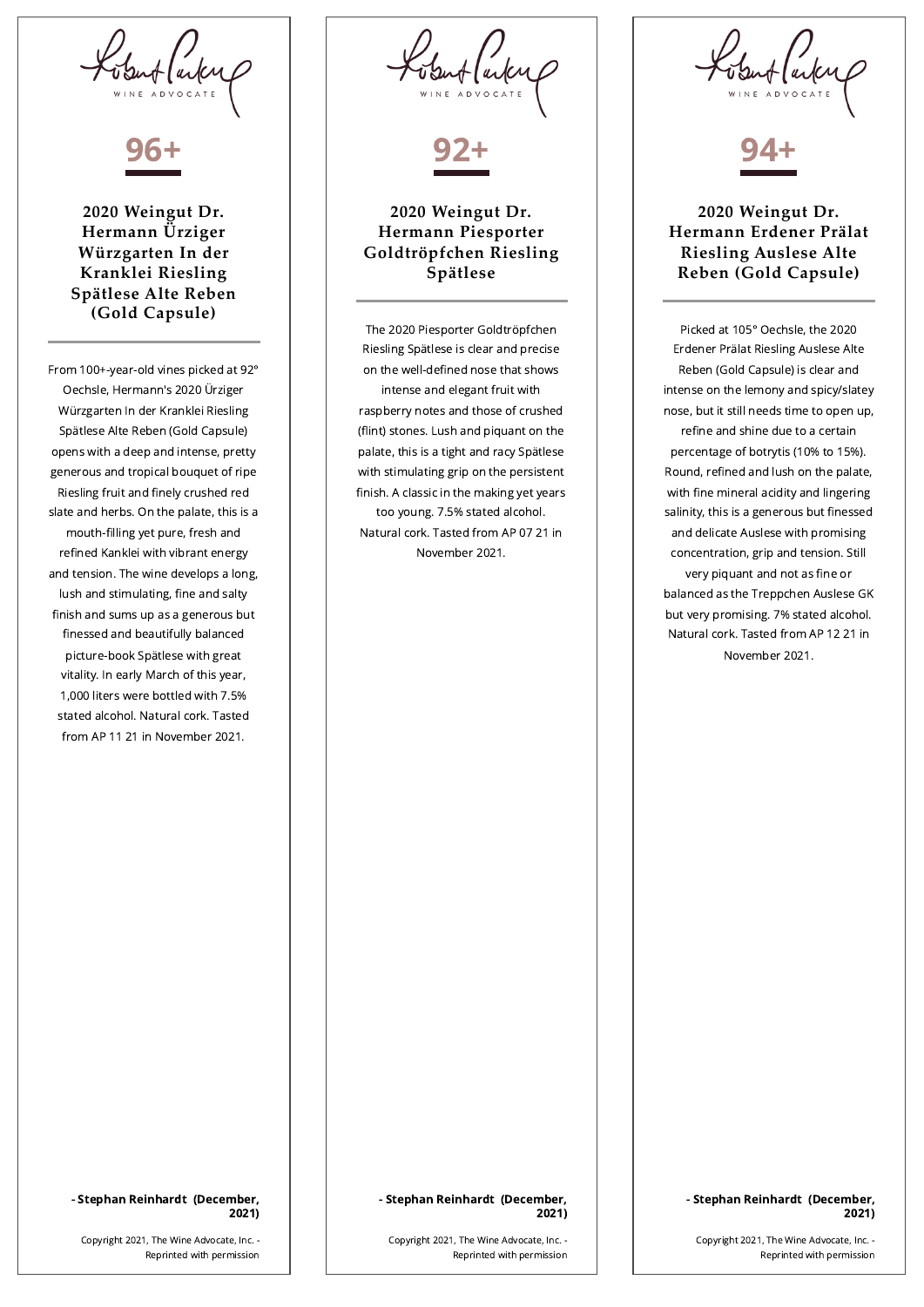WINE ADVOCATE

**96+**

### 2020 Weingut Dr. Hermann Ürziger Würzgarten In der Kranklei Riesling Spätlese Alte Reben (Gold Capsule)

From 100+-year-old vines picked at 92° Oechsle, Hermann's 2020 Ürziger Würzgarten In der Kranklei Riesling Spätlese Alte Reben (Gold Capsule) opens with a deep and intense, pretty generous and tropical bouquet of ripe Riesling fruit and finely crushed red slate and herbs. On the palate, this is a mouth-filling yet pure, fresh and refined Kanklei with vibrant energy and tension. The wine develops a long, lush and stimulating, fine and salty finish and sums up as a generous but finessed and beautifully balanced picture-book Spätlese with great vitality. In early March of this year, 1,000 liters were bottled with 7.5% stated alcohol. Natural cork. Tasted from AP 11 21 in November 2021.

**- Stephan Reinhardt (December, 2021)**

Copyright 2021, The Wine Advocate, Inc. - Reprinted with permission

WINE ADVOCATE

**92+**

### 2020 Weingut Dr. Hermann Piesporter Goldtröpfchen Riesling Spätlese

The 2020 Piesporter Goldtröpfchen Riesling Spätlese is clear and precise on the well-defined nose that shows intense and elegant fruit with raspberry notes and those of crushed (flint) stones. Lush and piquant on the palate, this is a tight and racy Spätlese with stimulating grip on the persistent finish. A classic in the making yet years too young. 7.5% stated alcohol. Natural cork. Tasted from AP 07 21 in November 2021.

**- Stephan Reinhardt (December, 2021)**

Copyright 2021, The Wine Advocate, Inc. - Reprinted with permission

WINE ADVOCATE

**94+**

### 2020 Weingut Dr. Hermann Erdener Prälat Riesling Auslese Alte Reben (Gold Capsule)

Picked at 105° Oechsle, the 2020 Erdener Prälat Riesling Auslese Alte Reben (Gold Capsule) is clear and intense on the lemony and spicy/slatey nose, but it still needs time to open up, refine and shine due to a certain percentage of botrytis (10% to 15%). Round, refined and lush on the palate, with fine mineral acidity and lingering salinity, this is a generous but finessed and delicate Auslese with promising concentration, grip and tension. Still very piquant and not as fine or balanced as the Treppchen Auslese GK but very promising. 7% stated alcohol. Natural cork. Tasted from AP 12 21 in November 2021.

**- Stephan Reinhardt (December, 2021)**

Copyright 2021, The Wine Advocate, Inc. - Reprinted with permission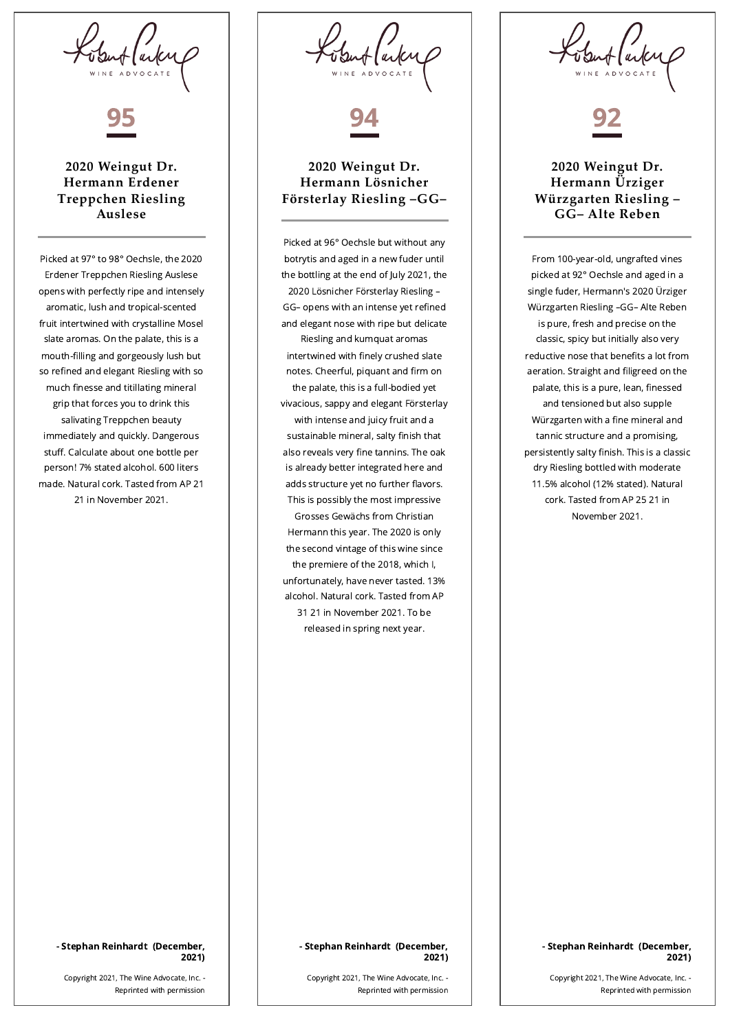WINE ADVOCATE

## 95

### 2020 Weingut Dr. Hermann Erdener Treppchen Riesling Auslese

Picked at 97° to 98° Oechsle, the 2020 Erdener Treppchen Riesling Auslese opens with perfectly ripe and intensely aromatic, lush and tropical-scented fruit intertwined with crystalline Mosel slate aromas. On the palate, this is a mouth-filling and gorgeously lush but so refined and elegant Riesling with so much finesse and titillating mineral grip that forces you to drink this salivating Treppchen beauty immediately and quickly. Dangerous stuff. Calculate about one bottle per person! 7% stated alcohol. 600 liters made. Natural cork. Tasted from AP 21 21 in November 2021.

**- Stephan Reinhardt (December, 2021)**

Copyright 2021, The Wine Advocate, Inc. - Reprinted with permission

---

WINE ADVOCATE

## 94

### 2020 Weingut Dr. Hermann Lösnicher Försterlay Riesling –GG–

Picked at 96° Oechsle but without any botrytis and aged in a new fuder until the bottling at the end of July 2021, the 2020 Lösnicher Försterlay Riesling –GG– opens with an intense yet refined and elegant nose with ripe but delicate Riesling and kumquat aromas intertwined with finely crushed slate notes. Cheerful, piquant and firm on the palate, this is a full-bodied yet vivacious, sappy and elegant Försterlay with intense and juicy fruit and a sustainable mineral, salty finish that also reveals very fine tannins. The oak is already better integrated here and adds structure yet no further flavors. This is possibly the most impressive Grosses Gewächs from Christian Hermann this year. The 2020 is only the second vintage of this wine since the premiere of the 2018, which I, unfortunately, have never tasted. 13% alcohol. Natural cork. Tasted from AP 31 21 in November 2021. To be released in spring next year.

**- Stephan Reinhardt (December, 2021)**

Copyright 2021, The Wine Advocate, Inc. - Reprinted with permission

---

WINE ADVOCATE

## 92

### 2020 Weingut Dr. Hermann Ürziger Würzgarten Riesling –GG– Alte Reben

From 100-year-old, ungrafted vines picked at 92° Oechsle and aged in a single fuder, Hermann's 2020 Ürziger Würzgarten Riesling –GG– Alte Reben is pure, fresh and precise on the classic, spicy but initially also very reductive nose that benefits a lot from aeration. Straight and filigreed on the palate, this is a pure, lean, finessed and tensioned but also supple Würzgarten with a fine mineral and tannic structure and a promising, persistently salty finish. This is a classic dry Riesling bottled with moderate 11.5% alcohol (12% stated). Natural cork. Tasted from AP 25 21 in November 2021.

**- Stephan Reinhardt (December, 2021)**

Copyright 2021, The Wine Advocate, Inc. - Reprinted with permission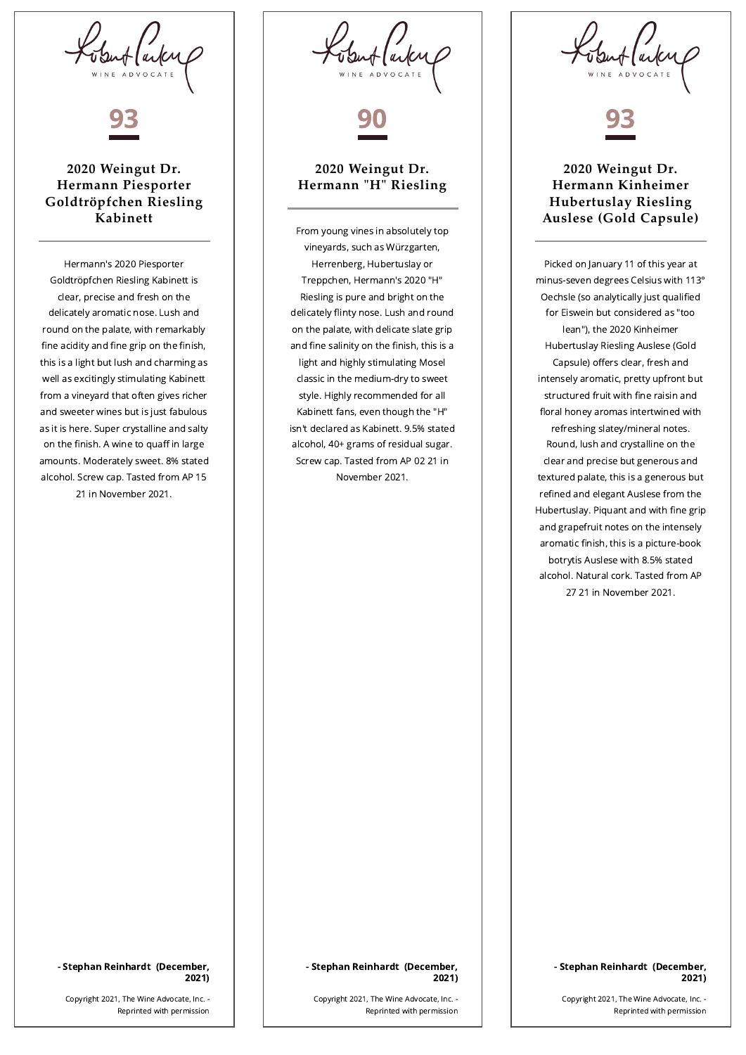WINE ADVOCATE

**93**

## 2020 Weingut Dr. Hermann Piesporter Goldtröpfchen Riesling Kabinett

Hermann's 2020 Piesporter Goldtröpfchen Riesling Kabinett is clear, precise and fresh on the delicately aromatic nose. Lush and round on the palate, with remarkably fine acidity and fine grip on the finish, this is a light but lush and charming as well as excitingly stimulating Kabinett from a vineyard that often gives richer and sweeter wines but is just fabulous as it is here. Super crystalline and salty on the finish. A wine to quaff in large amounts. Moderately sweet. 8% stated alcohol. Screw cap. Tasted from AP 15 21 in November 2021.

**- Stephan Reinhardt (December, 2021)**

Copyright 2021, The Wine Advocate, Inc. - Reprinted with permission

---

WINE ADVOCATE

**90**

## 2020 Weingut Dr. Hermann "H" Riesling

From young vines in absolutely top vineyards, such as Würzgarten, Herrenberg, Hubertuslay or Treppchen, Hermann's 2020 "H" Riesling is pure and bright on the delicately flinty nose. Lush and round on the palate, with delicate slate grip and fine salinity on the finish, this is a light and highly stimulating Mosel classic in the medium-dry to sweet style. Highly recommended for all Kabinett fans, even though the "H" isn't declared as Kabinett. 9.5% stated alcohol, 40+ grams of residual sugar. Screw cap. Tasted from AP 02 21 in November 2021.

**- Stephan Reinhardt (December, 2021)**

Copyright 2021, The Wine Advocate, Inc. - Reprinted with permission

---

WINE ADVOCATE

**93**

## 2020 Weingut Dr. Hermann Kinheimer Hubertuslay Riesling Auslese (Gold Capsule)

Picked on January 11 of this year at minus-seven degrees Celsius with 113° Oechsle (so analytically just qualified for Eiswein but considered as "too lean"), the 2020 Kinheimer Hubertuslay Riesling Auslese (Gold Capsule) offers clear, fresh and intensely aromatic, pretty upfront but structured fruit with fine raisin and floral honey aromas intertwined with refreshing slatey/mineral notes. Round, lush and crystalline on the clear and precise but generous and textured palate, this is a generous but refined and elegant Auslese from the Hubertuslay. Piquant and with fine grip and grapefruit notes on the intensely aromatic finish, this is a picture-book botrytis Auslese with 8.5% stated alcohol. Natural cork. Tasted from AP 27 21 in November 2021.

**- Stephan Reinhardt (December, 2021)**

Copyright 2021, The Wine Advocate, Inc. - Reprinted with permission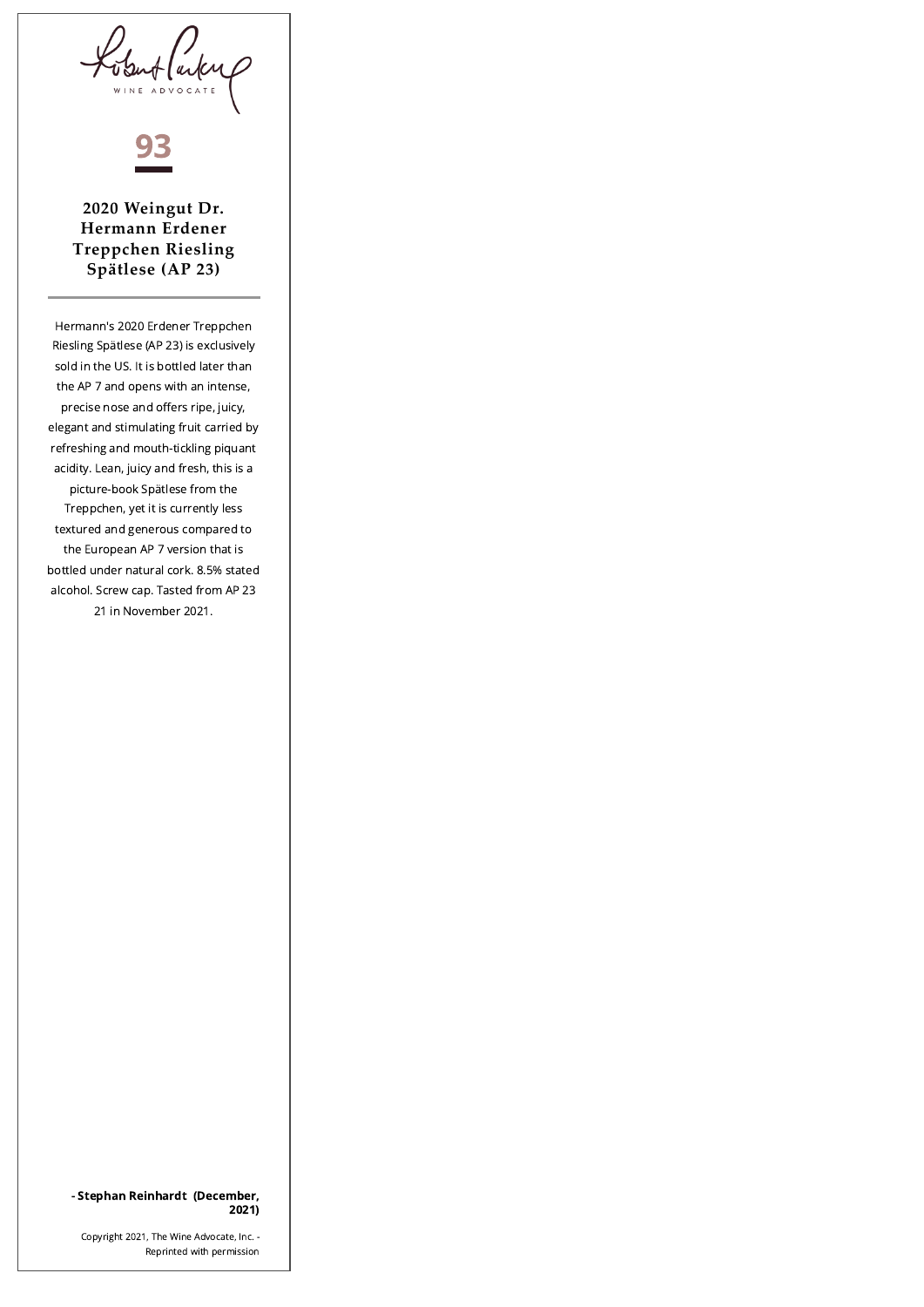WINE ADVOCATE

# 93

## 2020 Weingut Dr. Hermann Erdener Treppchen Riesling Spätlese (AP 23)

Hermann's 2020 Erdener Treppchen Riesling Spätlese (AP 23) is exclusively sold in the US. It is bottled later than the AP 7 and opens with an intense, precise nose and offers ripe, juicy, elegant and stimulating fruit carried by refreshing and mouth-tickling piquant acidity. Lean, juicy and fresh, this is a picture-book Spätlese from the Treppchen, yet it is currently less textured and generous compared to the European AP 7 version that is bottled under natural cork. 8.5% stated alcohol. Screw cap. Tasted from AP 23 21 in November 2021.

**- Stephan Reinhardt (December, 2021)**

Copyright 2021, The Wine Advocate, Inc. - Reprinted with permission